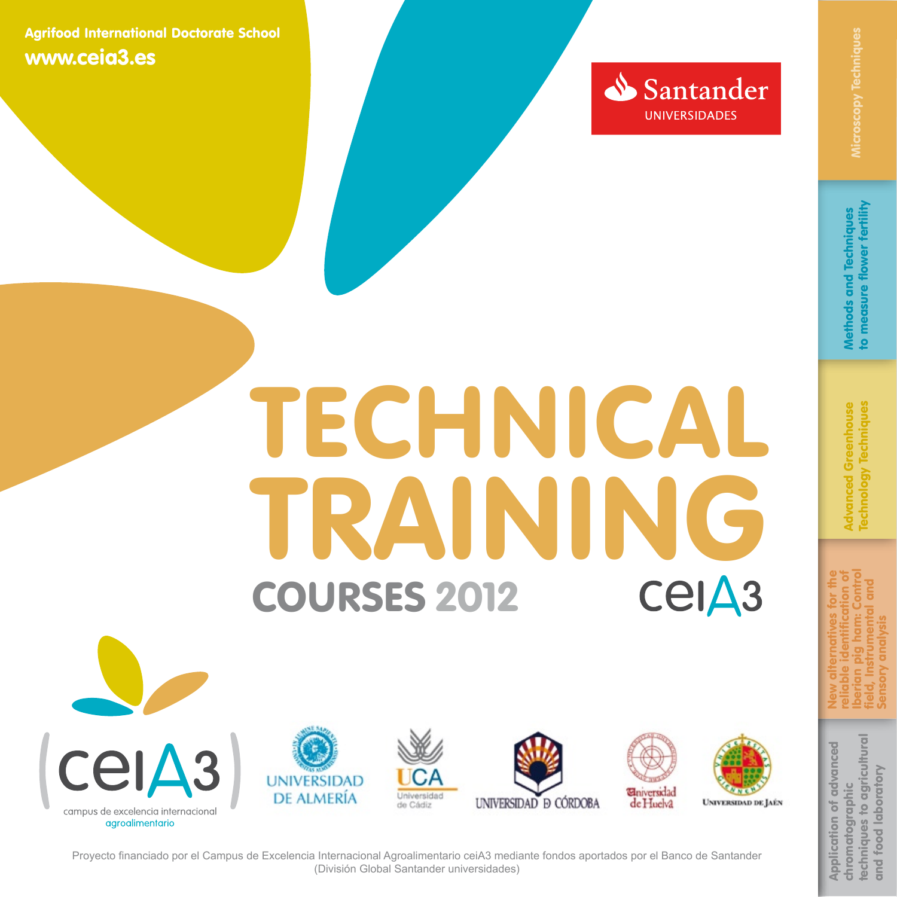**Agrifood International Doctorate School**
**www.ceia3.es**

Santander UNIVERSIDADES

# TECHNICAL TRAINING

## COURSES 2012

ceiA3

- Microscopy Techniques
- Methods and Techniques to measure flower fertility
- Advanced Greenhouse Technology Techniques
- New alternatives for the reliable identification of Iberian pig ham: Control field, Instrumental and Sensory analysis
- Application of advanced chromatographic techniques to agricultural and food laboratory

ceiA3 campus de excelencia internacional agroalimentario

Universidad de Almería · UCA Universidad de Cádiz · Universidad de Córdoba · Universidad de Huelva · Universidad de Jaén

Proyecto financiado por el Campus de Excelencia Internacional Agroalimentario ceiA3 mediante fondos aportados por el Banco de Santander (División Global Santander universidades)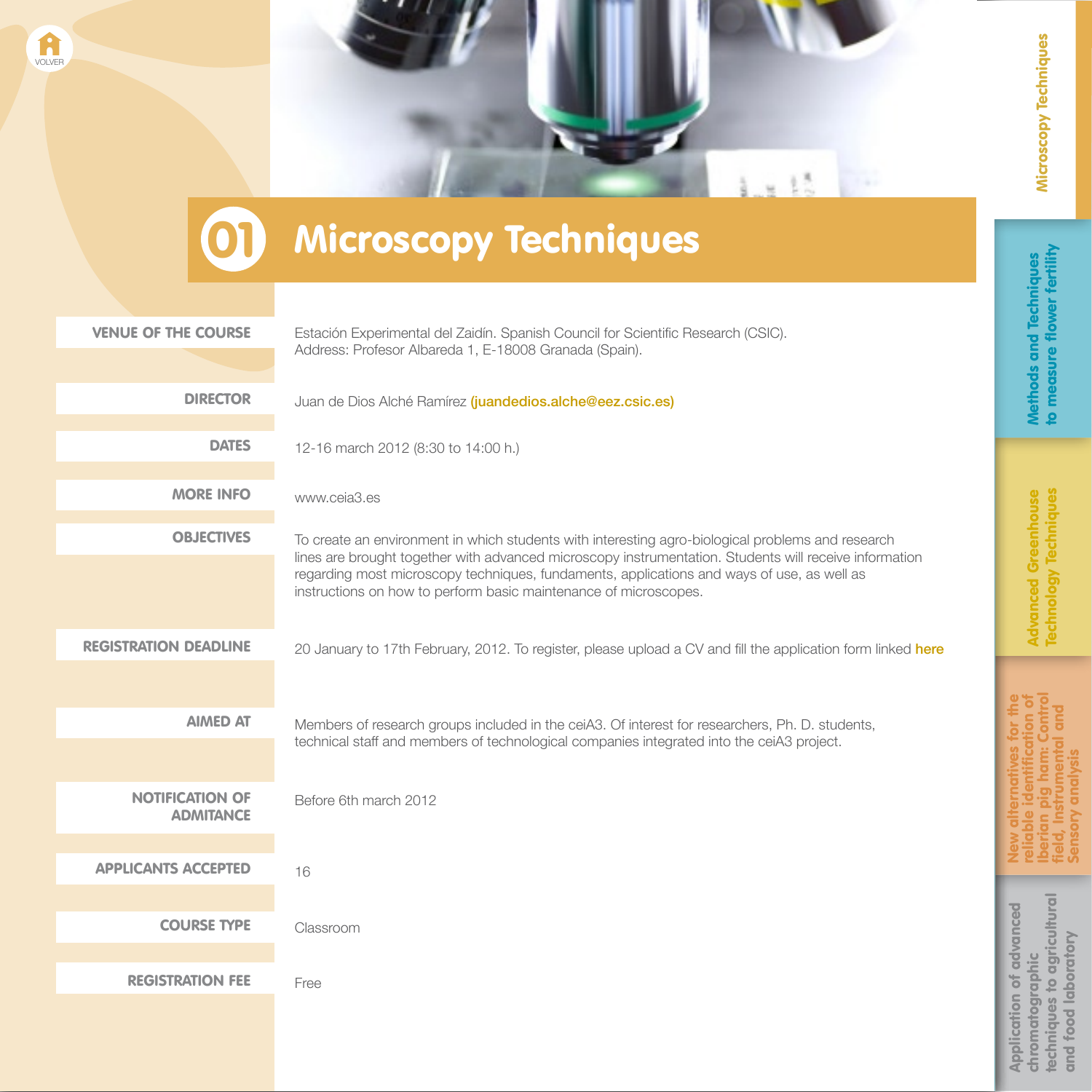# 01 Microscopy Techniques

| | |
|---|---|
| **VENUE OF THE COURSE** | Estación Experimental del Zaidín. Spanish Council for Scientific Research (CSIC). Address: Profesor Albareda 1, E-18008 Granada (Spain). |
| **DIRECTOR** | Juan de Dios Alché Ramírez **(juandedios.alche@eez.csic.es)** |
| **DATES** | 12-16 march 2012 (8:30 to 14:00 h.) |
| **MORE INFO** | www.ceia3.es |
| **OBJECTIVES** | To create an environment in which students with interesting agro-biological problems and research lines are brought together with advanced microscopy instrumentation. Students will receive information regarding most microscopy techniques, fundaments, applications and ways of use, as well as instructions on how to perform basic maintenance of microscopes. |
| **REGISTRATION DEADLINE** | 20 January to 17th February, 2012. To register, please upload a CV and fill the application form linked **here** |
| **AIMED AT** | Members of research groups included in the ceiA3. Of interest for researchers, Ph. D. students, technical staff and members of technological companies integrated into the ceiA3 project. |
| **NOTIFICATION OF ADMITANCE** | Before 6th march 2012 |
| **APPLICANTS ACCEPTED** | 16 |
| **COURSE TYPE** | Classroom |
| **REGISTRATION FEE** | Free |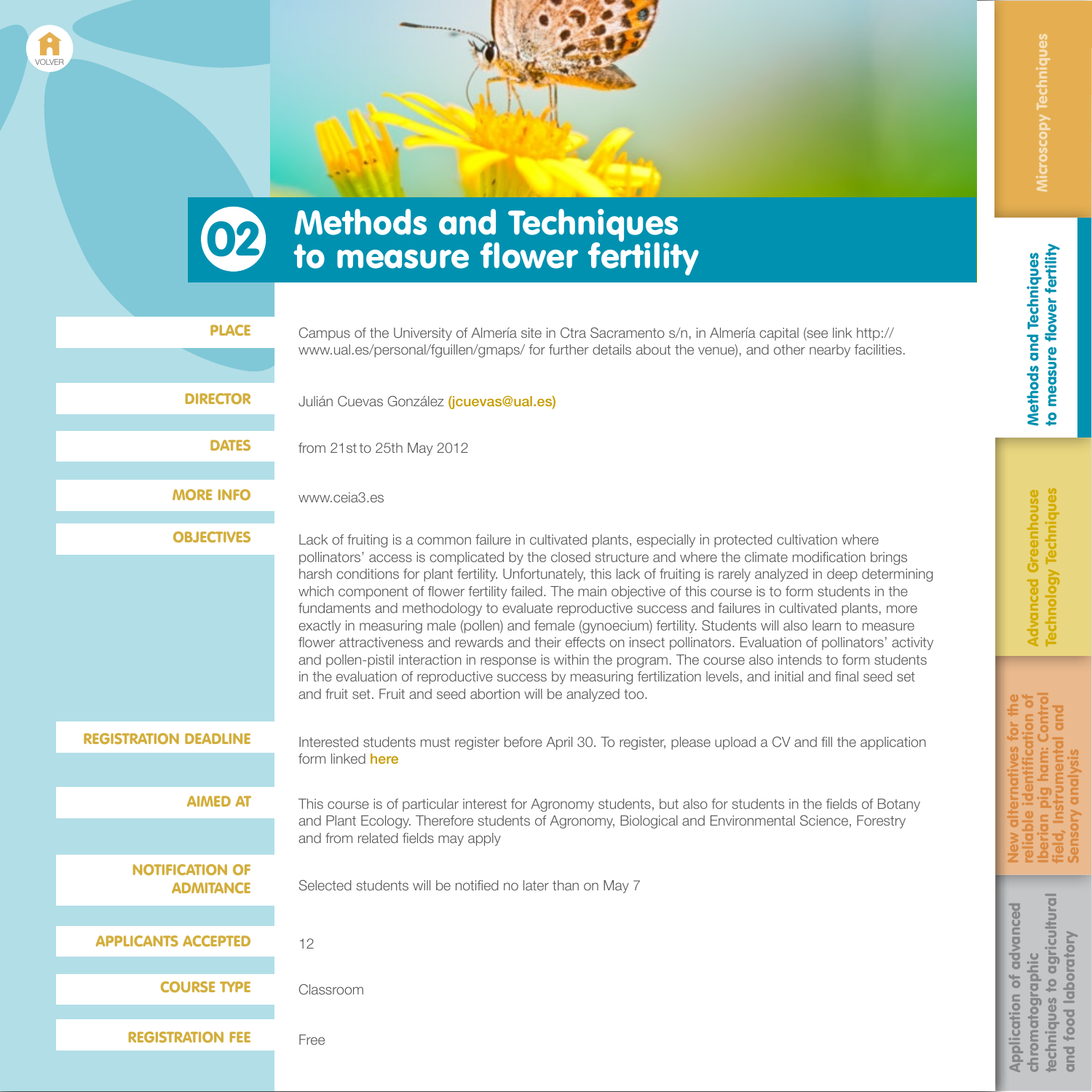# 02 Methods and Techniques to measure flower fertility

**PLACE**

Campus of the University of Almería site in Ctra Sacramento s/n, in Almería capital (see link http://www.ual.es/personal/fguillen/gmaps/ for further details about the venue), and other nearby facilities.

**DIRECTOR**

Julián Cuevas González (jcuevas@ual.es)

**DATES**

from 21st to 25th May 2012

**MORE INFO**

www.ceia3.es

**OBJECTIVES**

Lack of fruiting is a common failure in cultivated plants, especially in protected cultivation where pollinators' access is complicated by the closed structure and where the climate modification brings harsh conditions for plant fertility. Unfortunately, this lack of fruiting is rarely analyzed in deep determining which component of flower fertility failed. The main objective of this course is to form students in the fundaments and methodology to evaluate reproductive success and failures in cultivated plants, more exactly in measuring male (pollen) and female (gynoecium) fertility. Students will also learn to measure flower attractiveness and rewards and their effects on insect pollinators. Evaluation of pollinators' activity and pollen-pistil interaction in response is within the program. The course also intends to form students in the evaluation of reproductive success by measuring fertilization levels, and initial and final seed set and fruit set. Fruit and seed abortion will be analyzed too.

**REGISTRATION DEADLINE**

Interested students must register before April 30. To register, please upload a CV and fill the application form linked here

**AIMED AT**

This course is of particular interest for Agronomy students, but also for students in the fields of Botany and Plant Ecology. Therefore students of Agronomy, Biological and Environmental Science, Forestry and from related fields may apply

**NOTIFICATION OF ADMITANCE**

Selected students will be notified no later than on May 7

**APPLICANTS ACCEPTED**

12

**COURSE TYPE**

Classroom

**REGISTRATION FEE**

Free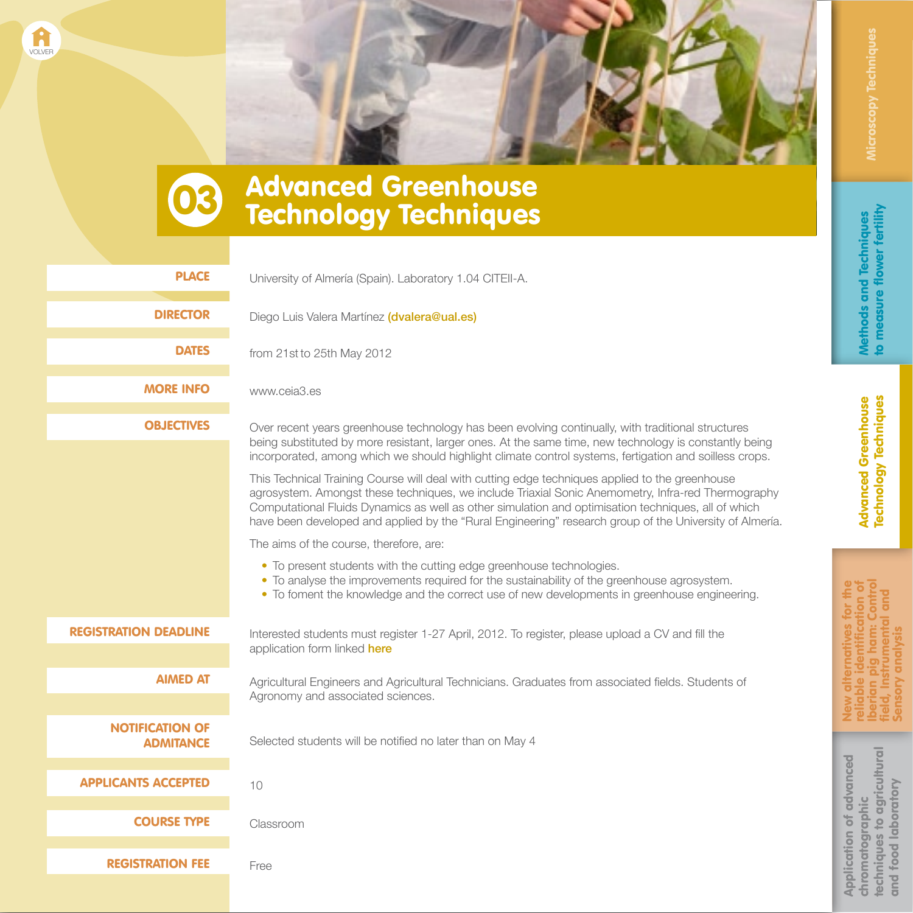# 03 Advanced Greenhouse Technology Techniques

**PLACE**

University of Almería (Spain). Laboratory 1.04 CITEII-A.

**DIRECTOR**

Diego Luis Valera Martínez **(dvalera@ual.es)**

**DATES**

from 21st to 25th May 2012

**MORE INFO**

www.ceia3.es

**OBJECTIVES**

Over recent years greenhouse technology has been evolving continually, with traditional structures being substituted by more resistant, larger ones. At the same time, new technology is constantly being incorporated, among which we should highlight climate control systems, fertigation and soilless crops.

This Technical Training Course will deal with cutting edge techniques applied to the greenhouse agrosystem. Amongst these techniques, we include Triaxial Sonic Anemometry, Infra-red Thermography Computational Fluids Dynamics as well as other simulation and optimisation techniques, all of which have been developed and applied by the "Rural Engineering" research group of the University of Almería.

The aims of the course, therefore, are:

- To present students with the cutting edge greenhouse technologies.
- To analyse the improvements required for the sustainability of the greenhouse agrosystem.
- To foment the knowledge and the correct use of new developments in greenhouse engineering.

**REGISTRATION DEADLINE**

Interested students must register 1-27 April, 2012. To register, please upload a CV and fill the application form linked **here**

**AIMED AT**

Agricultural Engineers and Agricultural Technicians. Graduates from associated fields. Students of Agronomy and associated sciences.

**NOTIFICATION OF ADMITANCE**

Selected students will be notified no later than on May 4

**APPLICANTS ACCEPTED**

10

**COURSE TYPE**

Classroom

**REGISTRATION FEE**

Free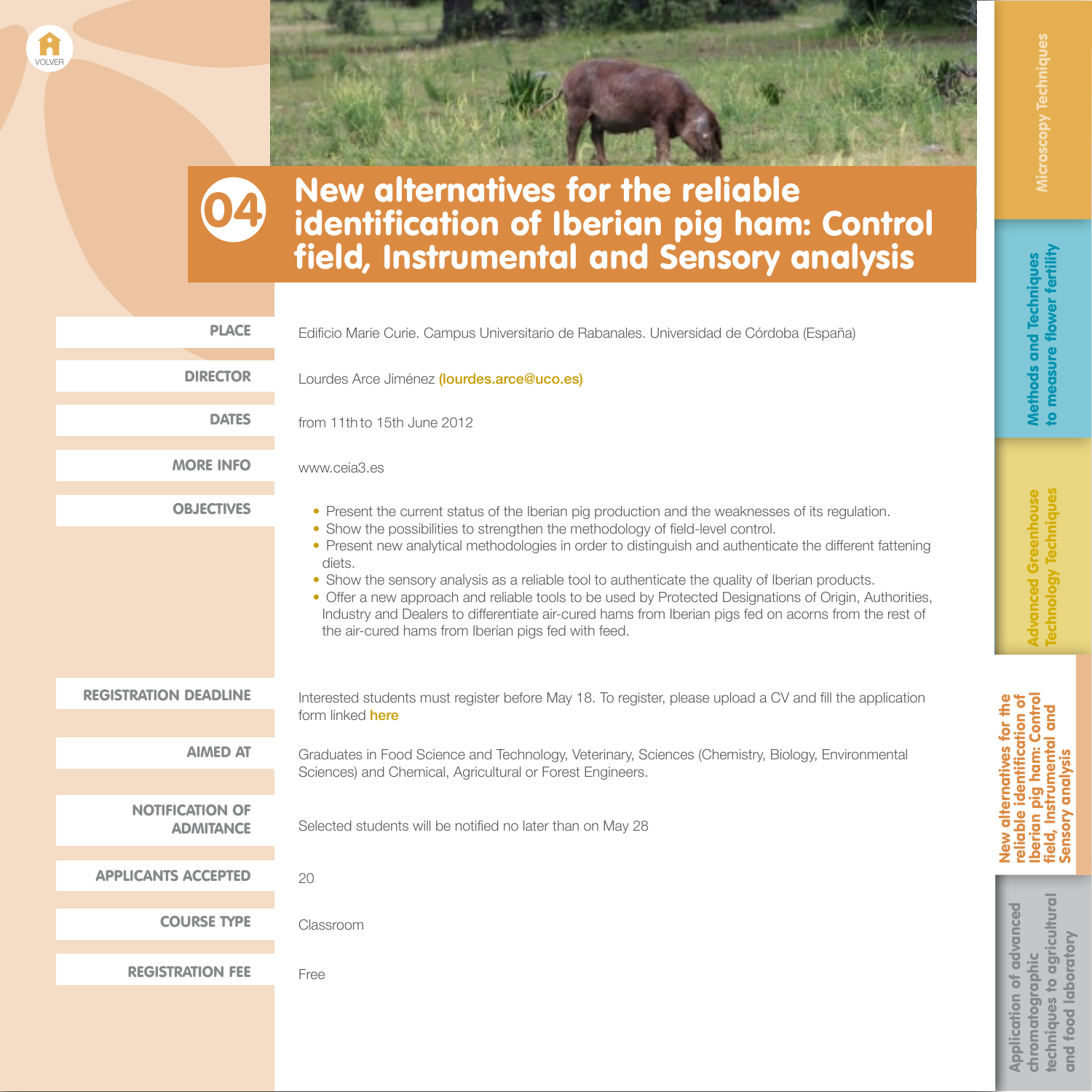# 04 New alternatives for the reliable identification of Iberian pig ham: Control field, Instrumental and Sensory analysis

**PLACE**

Edificio Marie Curie. Campus Universitario de Rabanales. Universidad de Córdoba (España)

**DIRECTOR**

Lourdes Arce Jiménez (lourdes.arce@uco.es)

**DATES**

from 11th to 15th June 2012

**MORE INFO**

www.ceia3.es

**OBJECTIVES**

- Present the current status of the Iberian pig production and the weaknesses of its regulation.
- Show the possibilities to strengthen the methodology of field-level control.
- Present new analytical methodologies in order to distinguish and authenticate the different fattening diets.
- Show the sensory analysis as a reliable tool to authenticate the quality of Iberian products.
- Offer a new approach and reliable tools to be used by Protected Designations of Origin, Authorities, Industry and Dealers to differentiate air-cured hams from Iberian pigs fed on acorns from the rest of the air-cured hams from Iberian pigs fed with feed.

**REGISTRATION DEADLINE**

Interested students must register before May 18. To register, please upload a CV and fill the application form linked here

**AIMED AT**

Graduates in Food Science and Technology, Veterinary, Sciences (Chemistry, Biology, Environmental Sciences) and Chemical, Agricultural or Forest Engineers.

**NOTIFICATION OF ADMITANCE**

Selected students will be notified no later than on May 28

**APPLICANTS ACCEPTED**

20

**COURSE TYPE**

Classroom

**REGISTRATION FEE**

Free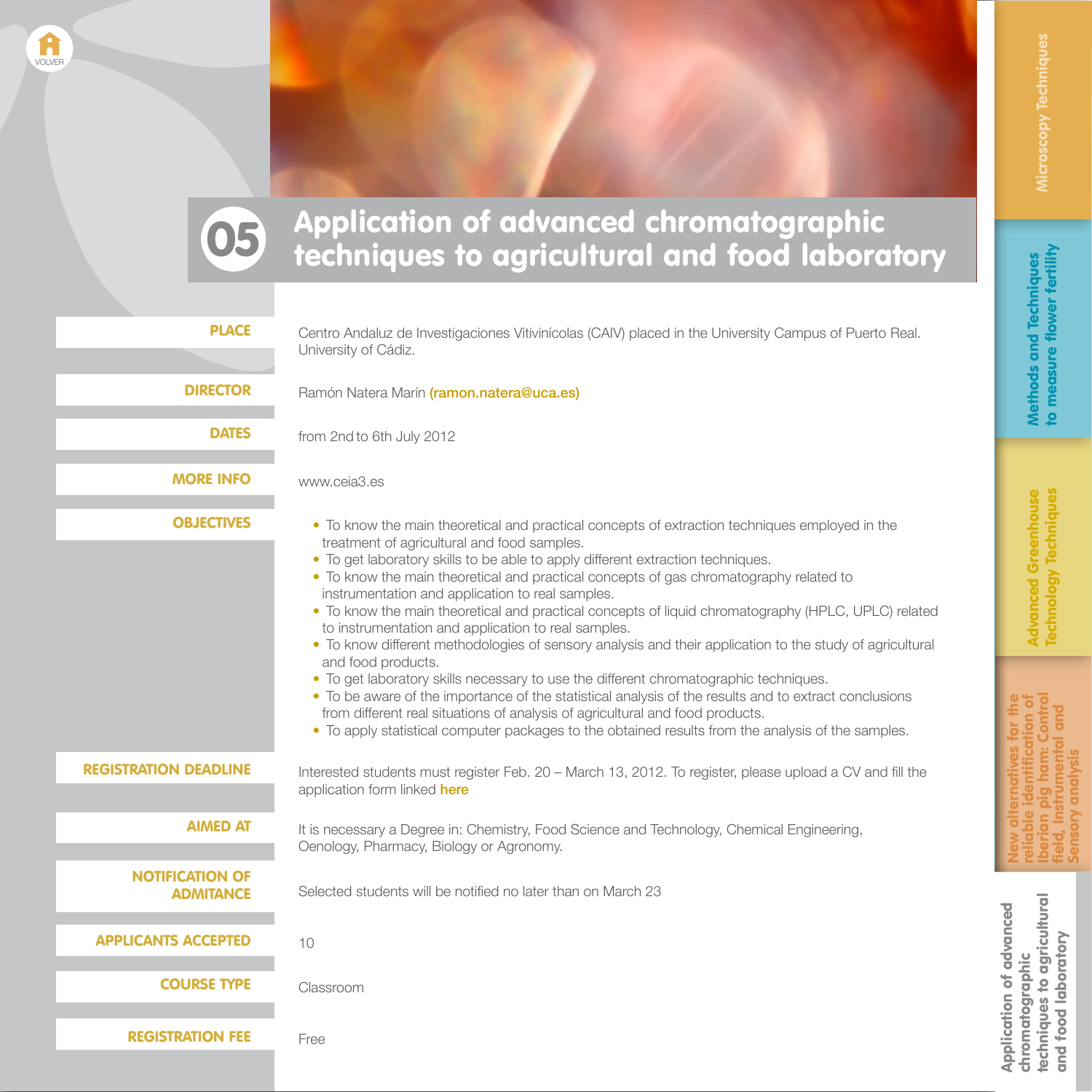# 05 Application of advanced chromatographic techniques to agricultural and food laboratory

| | |
|---|---|
| **PLACE** | Centro Andaluz de Investigaciones Vitivinícolas (CAIV) placed in the University Campus of Puerto Real. University of Cádiz. |
| **DIRECTOR** | Ramón Natera Marín **(ramon.natera@uca.es)** |
| **DATES** | from 2nd to 6th July 2012 |
| **MORE INFO** | www.ceia3.es |
| **OBJECTIVES** | • To know the main theoretical and practical concepts of extraction techniques employed in the treatment of agricultural and food samples.<br>• To get laboratory skills to be able to apply different extraction techniques.<br>• To know the main theoretical and practical concepts of gas chromatography related to instrumentation and application to real samples.<br>• To know the main theoretical and practical concepts of liquid chromatography (HPLC, UPLC) related to instrumentation and application to real samples.<br>• To know different methodologies of sensory analysis and their application to the study of agricultural and food products.<br>• To get laboratory skills necessary to use the different chromatographic techniques.<br>• To be aware of the importance of the statistical analysis of the results and to extract conclusions from different real situations of analysis of agricultural and food products.<br>• To apply statistical computer packages to the obtained results from the analysis of the samples. |
| **REGISTRATION DEADLINE** | Interested students must register Feb. 20 – March 13, 2012. To register, please upload a CV and fill the application form linked **here** |
| **AIMED AT** | It is necessary a Degree in: Chemistry, Food Science and Technology, Chemical Engineering, Oenology, Pharmacy, Biology or Agronomy. |
| **NOTIFICATION OF ADMITANCE** | Selected students will be notified no later than on March 23 |
| **APPLICANTS ACCEPTED** | 10 |
| **COURSE TYPE** | Classroom |
| **REGISTRATION FEE** | Free |